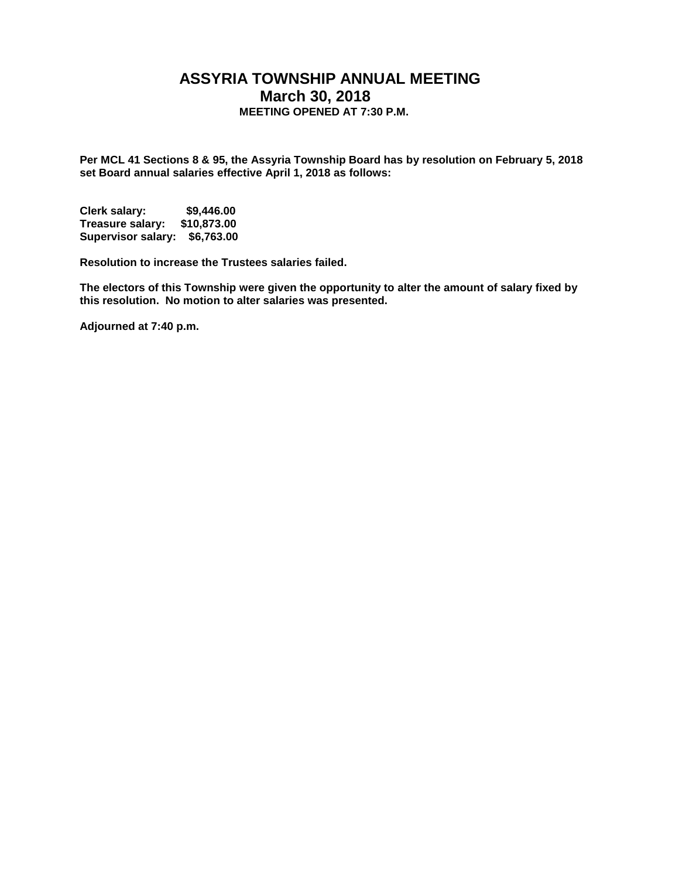# ASSYRIA TOWNSHIP ANNUAL MEETING
## March 30, 2018
### MEETING OPENED AT 7:30 P.M.

**Per MCL 41 Sections 8 & 95, the Assyria Township Board has by resolution on February 5, 2018 set Board annual salaries effective April 1, 2018 as follows:**

**Clerk salary: $9,446.00**
**Treasure salary: $10,873.00**
**Supervisor salary: $6,763.00**

**Resolution to increase the Trustees salaries failed.**

**The electors of this Township were given the opportunity to alter the amount of salary fixed by this resolution. No motion to alter salaries was presented.**

**Adjourned at 7:40 p.m.**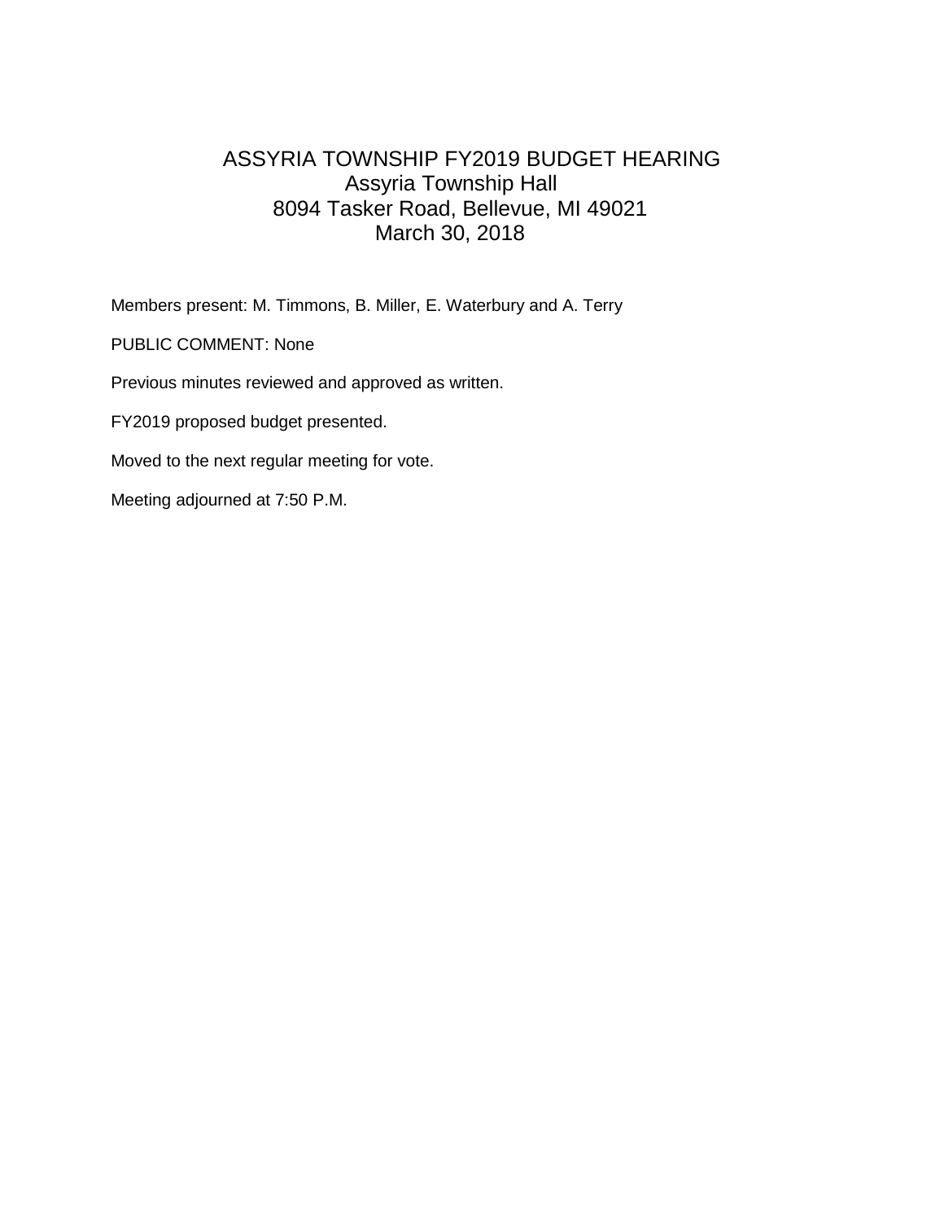# ASSYRIA TOWNSHIP FY2019 BUDGET HEARING
## Assyria Township Hall
## 8094 Tasker Road, Bellevue, MI 49021
## March 30, 2018

Members present: M. Timmons, B. Miller, E. Waterbury and A. Terry

PUBLIC COMMENT: None

Previous minutes reviewed and approved as written.

FY2019 proposed budget presented.

Moved to the next regular meeting for vote.

Meeting adjourned at 7:50 P.M.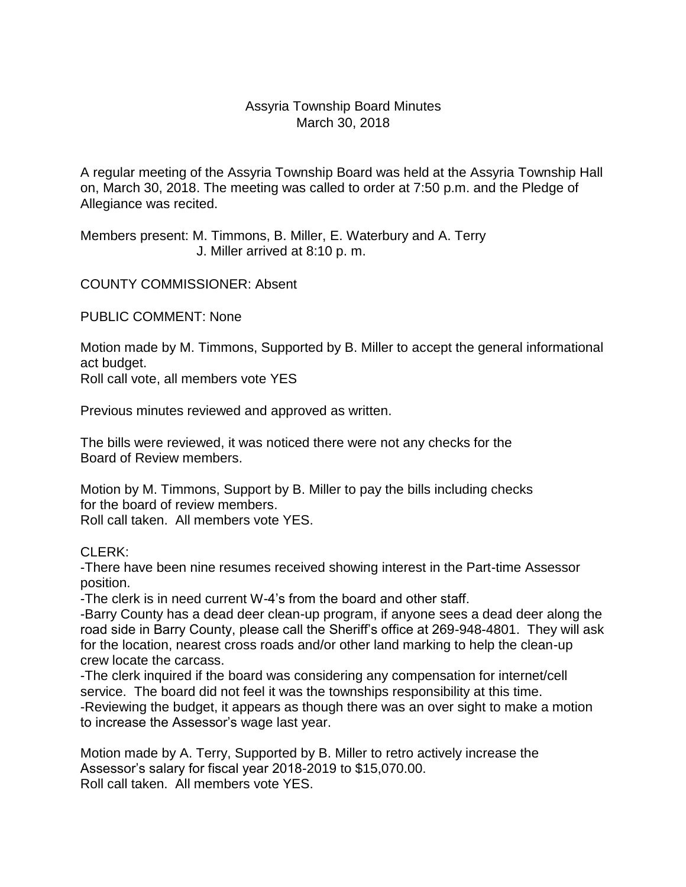# Assyria Township Board Minutes
March 30, 2018

A regular meeting of the Assyria Township Board was held at the Assyria Township Hall on, March 30, 2018. The meeting was called to order at 7:50 p.m. and the Pledge of Allegiance was recited.

Members present: M. Timmons, B. Miller, E. Waterbury and A. Terry
J. Miller arrived at 8:10 p. m.

COUNTY COMMISSIONER: Absent

PUBLIC COMMENT: None

Motion made by M. Timmons, Supported by B. Miller to accept the general informational act budget.
Roll call vote, all members vote YES

Previous minutes reviewed and approved as written.

The bills were reviewed, it was noticed there were not any checks for the Board of Review members.

Motion by M. Timmons, Support by B. Miller to pay the bills including checks for the board of review members.
Roll call taken. All members vote YES.

CLERK:
-There have been nine resumes received showing interest in the Part-time Assessor position.
-The clerk is in need current W-4's from the board and other staff.
-Barry County has a dead deer clean-up program, if anyone sees a dead deer along the road side in Barry County, please call the Sheriff's office at 269-948-4801. They will ask for the location, nearest cross roads and/or other land marking to help the clean-up crew locate the carcass.
-The clerk inquired if the board was considering any compensation for internet/cell service. The board did not feel it was the townships responsibility at this time.
-Reviewing the budget, it appears as though there was an over sight to make a motion to increase the Assessor's wage last year.

Motion made by A. Terry, Supported by B. Miller to retro actively increase the Assessor's salary for fiscal year 2018-2019 to $15,070.00.
Roll call taken. All members vote YES.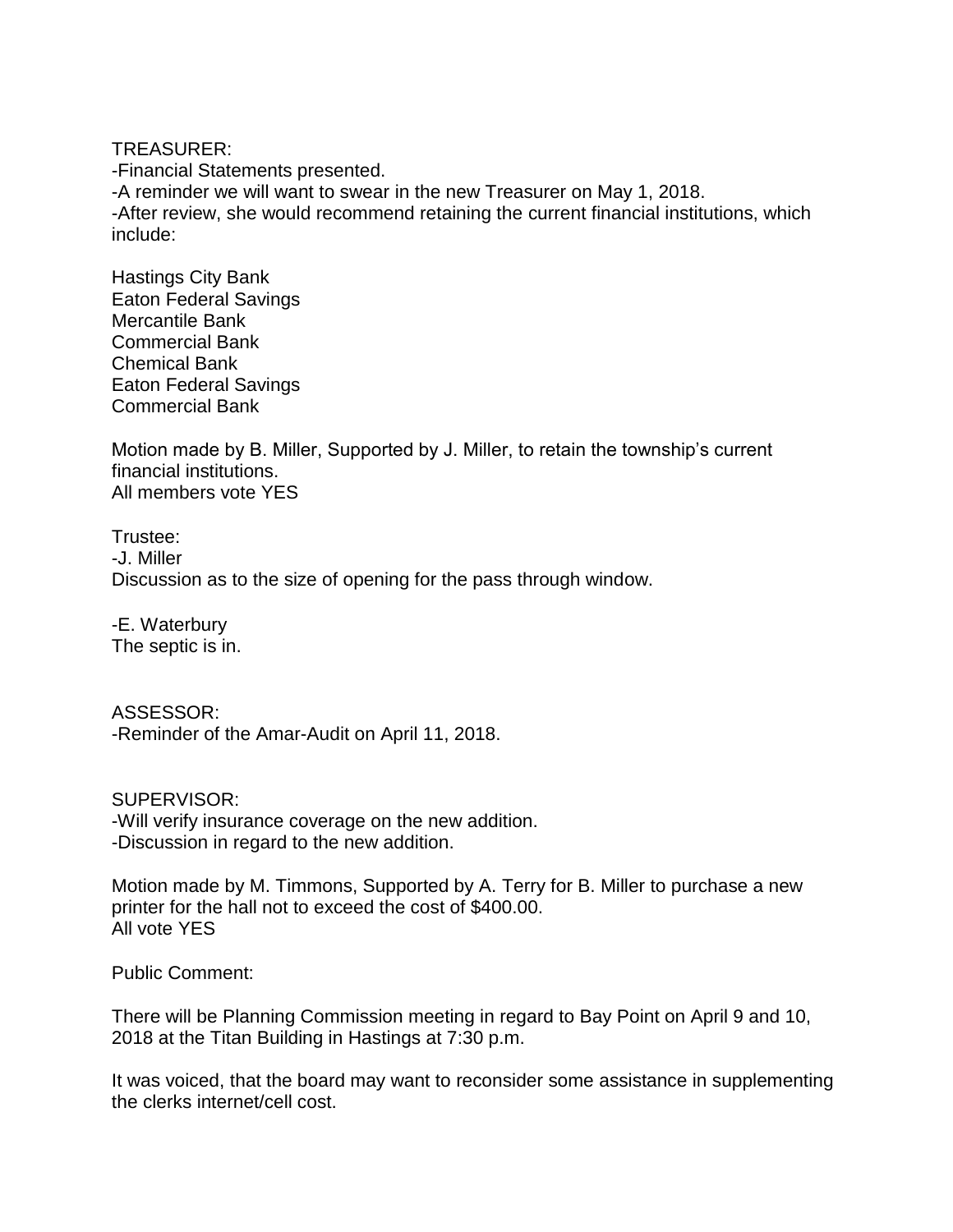TREASURER:

-Financial Statements presented.

-A reminder we will want to swear in the new Treasurer on May 1, 2018.

-After review, she would recommend retaining the current financial institutions, which include:

Hastings City Bank
Eaton Federal Savings
Mercantile Bank
Commercial Bank
Chemical Bank
Eaton Federal Savings
Commercial Bank

Motion made by B. Miller, Supported by J. Miller, to retain the township's current financial institutions.
All members vote YES

Trustee:

-J. Miller
Discussion as to the size of opening for the pass through window.

-E. Waterbury
The septic is in.

ASSESSOR:

-Reminder of the Amar-Audit on April 11, 2018.

SUPERVISOR:

-Will verify insurance coverage on the new addition.

-Discussion in regard to the new addition.

Motion made by M. Timmons, Supported by A. Terry for B. Miller to purchase a new printer for the hall not to exceed the cost of $400.00.
All vote YES

Public Comment:

There will be Planning Commission meeting in regard to Bay Point on April 9 and 10, 2018 at the Titan Building in Hastings at 7:30 p.m.

It was voiced, that the board may want to reconsider some assistance in supplementing the clerks internet/cell cost.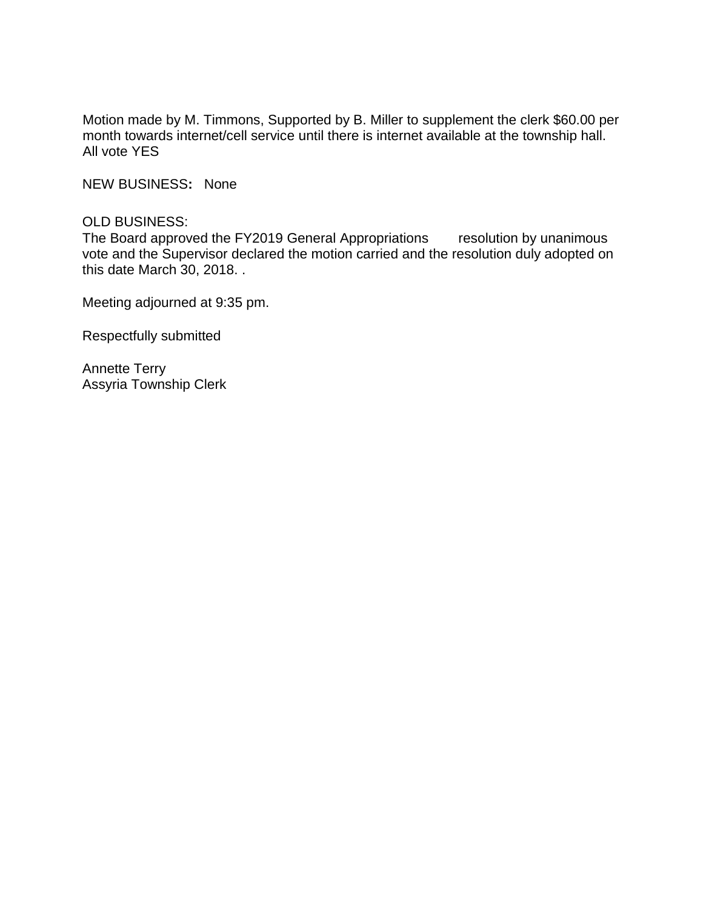Motion made by M. Timmons, Supported by B. Miller to supplement the clerk $60.00 per month towards internet/cell service until there is internet available at the township hall.
All vote YES

NEW BUSINESS**:** None

OLD BUSINESS:
The Board approved the FY2019 General Appropriations resolution by unanimous vote and the Supervisor declared the motion carried and the resolution duly adopted on this date March 30, 2018. .

Meeting adjourned at 9:35 pm.

Respectfully submitted

Annette Terry
Assyria Township Clerk